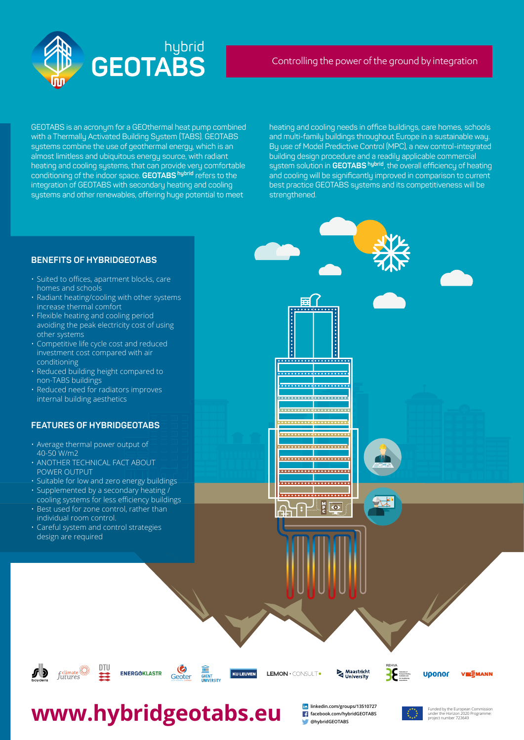# hybrid GEOTABS

Controlling the power of the ground by integration

GEOTABS is an acronym for a GEOthermal heat pump combined with a Thermally Activated Building System (TABS). GEOTABS systems combine the use of geothermal energy, which is an almost limitless and ubiquitous energy source, with radiant heating and cooling systems, that can provide very comfortable conditioning of the indoor space. **GEOTABS hybrid** refers to the integration of GEOTABS with secondary heating and cooling systems and other renewables, offering huge potential to meet heating and cooling needs in office buildings, care homes, schools and multi-family buildings throughout Europe in a sustainable way. By use of Model Predictive Control (MPC), a new control-integrated building design procedure and a readily applicable commercial system solution in **GEOTABS hybrid**, the overall efficiency of heating and cooling will be significantly improved in comparison to current best practice GEOTABS systems and its competitiveness will be strengthened.

## BENEFITS OF HYBRIDGEOTABS

- Suited to offices, apartment blocks, care homes and schools
- Radiant heating/cooling with other systems increase thermal comfort
- Flexible heating and cooling period avoiding the peak electricity cost of using other systems
- Competitive life cycle cost and reduced investment cost compared with air conditioning
- Reduced building height compared to non-TABS buildings
- Reduced need for radiators improves internal building aesthetics

## FEATURES OF HYBRIDGEOTABS

- Average thermal power output of 40-50 W/m2
- ANOTHER TECHNICAL FACT ABOUT POWER OUTPUT
- Suitable for low and zero energy buildings
- Supplemented by a secondary heating / cooling systems for less efficiency buildings
- Best used for zone control, rather than individual room control.
- Careful system and control strategies design are required

boydens · climate futures · DTU · ENERGOKLASTR · Geoter · GHENT UNIVERSITY · KU LEUVEN · LEMON · CONSULT · Maastricht University · REHVA · uponor · VIESSMANN

# www.hybridgeotabs.eu

linkedin.com/groups/13510727
facebook.com/hybridGEOTABS
@hybridGEOTABS

Funded by the European Commission under the Horizon 2020 Programme: project number 723649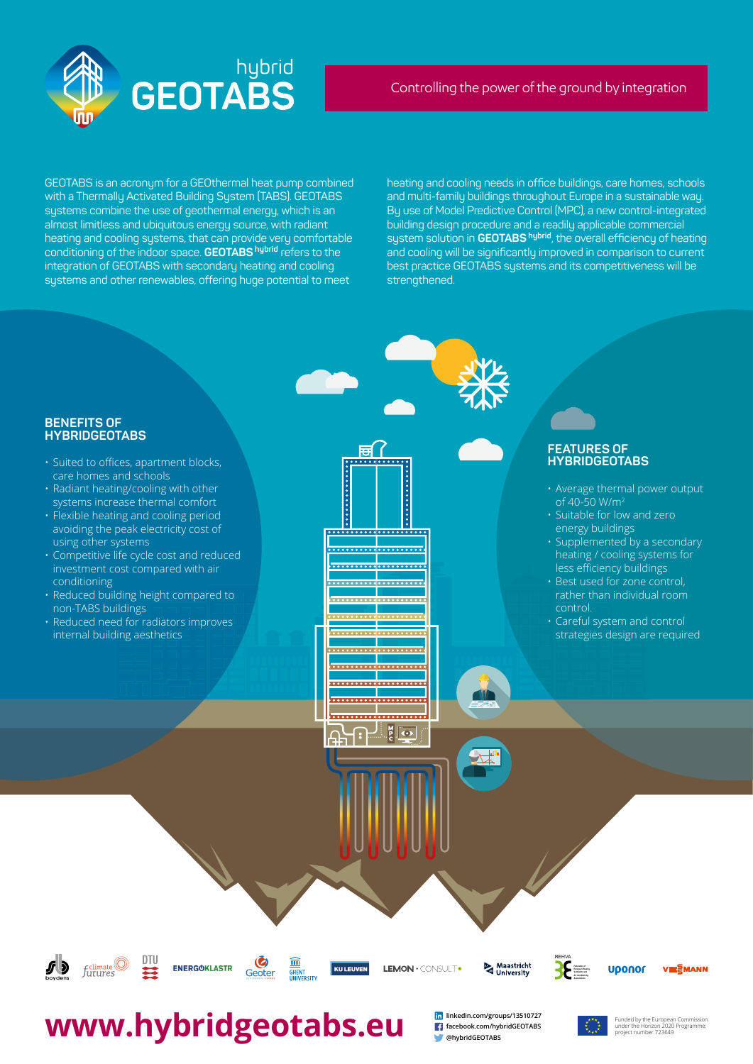# hybrid GEOTABS

Controlling the power of the ground by integration

GEOTABS is an acronym for a GEOthermal heat pump combined with a Thermally Activated Building System (TABS). GEOTABS systems combine the use of geothermal energy, which is an almost limitless and ubiquitous energy source, with radiant heating and cooling systems, that can provide very comfortable conditioning of the indoor space. **GEOTABS hybrid** refers to the integration of GEOTABS with secondary heating and cooling systems and other renewables, offering huge potential to meet heating and cooling needs in office buildings, care homes, schools and multi-family buildings throughout Europe in a sustainable way. By use of Model Predictive Control (MPC), a new control-integrated building design procedure and a readily applicable commercial system solution in **GEOTABS hybrid**, the overall efficiency of heating and cooling will be significantly improved in comparison to current best practice GEOTABS systems and its competitiveness will be strengthened.

## BENEFITS OF HYBRIDGEOTABS

- Suited to offices, apartment blocks, care homes and schools
- Radiant heating/cooling with other systems increase thermal comfort
- Flexible heating and cooling period avoiding the peak electricity cost of using other systems
- Competitive life cycle cost and reduced investment cost compared with air conditioning
- Reduced building height compared to non-TABS buildings
- Reduced need for radiators improves internal building aesthetics

## FEATURES OF HYBRIDGEOTABS

- Average thermal power output of 40-50 W/m²
- Suitable for low and zero energy buildings
- Supplemented by a secondary heating / cooling systems for less efficiency buildings
- Best used for zone control, rather than individual room control.
- Careful system and control strategies design are required

MPC

boydens · climate futures · DTU · ENERGOKLASTR · Geoter · GHENT UNIVERSITY · KU LEUVEN · LEMON · CONSULT · Maastricht University · REHVA · uponor · VIESSMANN

**www.hybridgeotabs.eu**

linkedin.com/groups/13510727
facebook.com/hybridGEOTABS
@hybridGEOTABS

Funded by the European Commission under the Horizon 2020 Programme: project number 723649